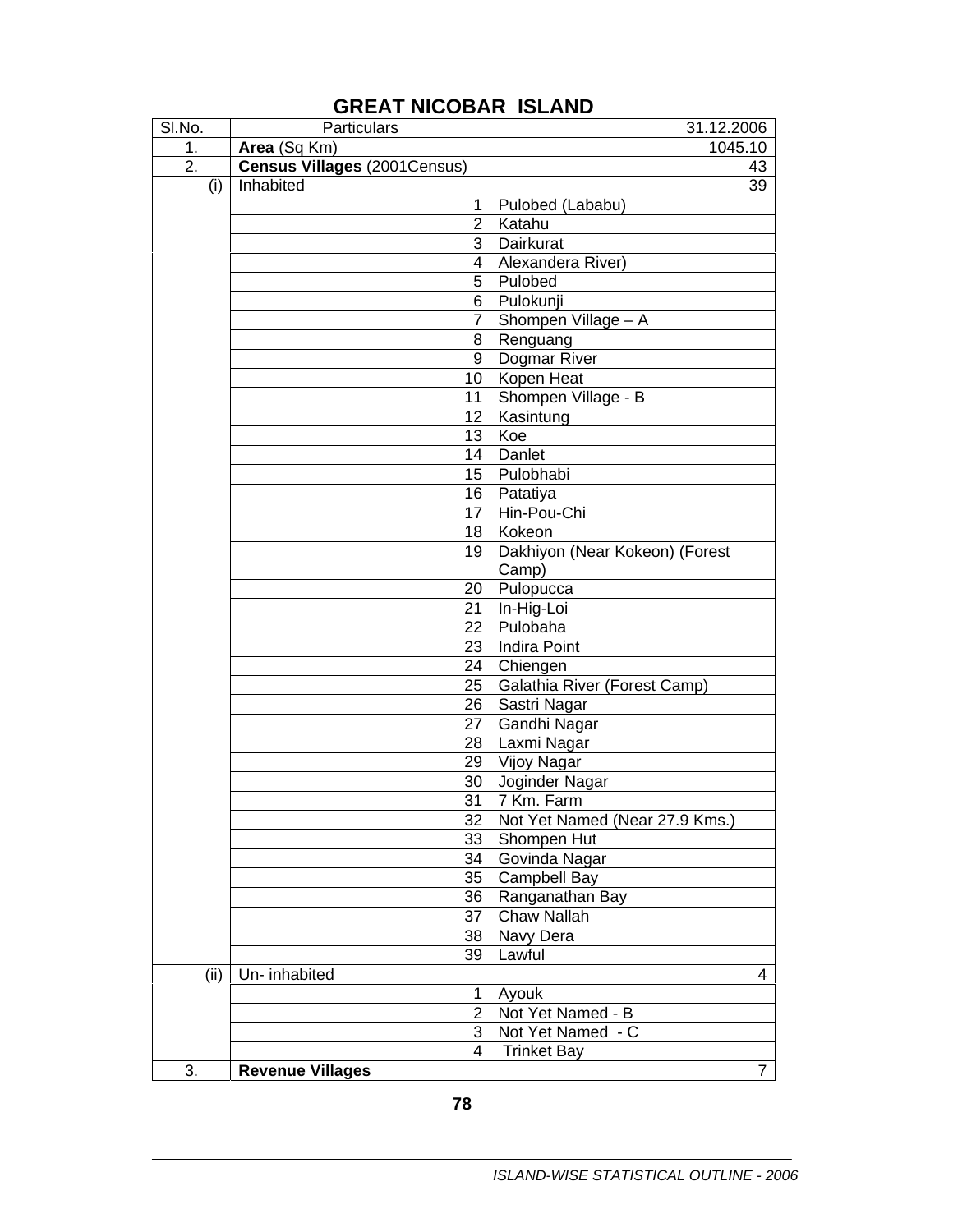## GREAT NICOBAR ISLAND

| Sl.No. | Particulars | 31.12.2006 |
|---|---|---|
| 1. | **Area** (Sq Km) | 1045.10 |
| 2. | **Census Villages** (2001Census) | 43 |
| (i) | Inhabited | 39 |
| | 1 | Pulobed (Lababu) |
| | 2 | Katahu |
| | 3 | Dairkurat |
| | 4 | Alexandera River) |
| | 5 | Pulobed |
| | 6 | Pulokunji |
| | 7 | Shompen Village – A |
| | 8 | Renguang |
| | 9 | Dogmar River |
| | 10 | Kopen Heat |
| | 11 | Shompen Village - B |
| | 12 | Kasintung |
| | 13 | Koe |
| | 14 | Danlet |
| | 15 | Pulobhabi |
| | 16 | Patatiya |
| | 17 | Hin-Pou-Chi |
| | 18 | Kokeon |
| | 19 | Dakhiyon (Near Kokeon) (Forest Camp) |
| | 20 | Pulopucca |
| | 21 | In-Hig-Loi |
| | 22 | Pulobaha |
| | 23 | Indira Point |
| | 24 | Chiengen |
| | 25 | Galathia River (Forest Camp) |
| | 26 | Sastri Nagar |
| | 27 | Gandhi Nagar |
| | 28 | Laxmi Nagar |
| | 29 | Vijoy Nagar |
| | 30 | Joginder Nagar |
| | 31 | 7 Km. Farm |
| | 32 | Not Yet Named (Near 27.9 Kms.) |
| | 33 | Shompen Hut |
| | 34 | Govinda Nagar |
| | 35 | Campbell Bay |
| | 36 | Ranganathan Bay |
| | 37 | Chaw Nallah |
| | 38 | Navy Dera |
| | 39 | Lawful |
| (ii) | Un- inhabited | 4 |
| | 1 | Ayouk |
| | 2 | Not Yet Named - B |
| | 3 | Not Yet Named - C |
| | 4 | Trinket Bay |
| 3. | **Revenue Villages** | 7 |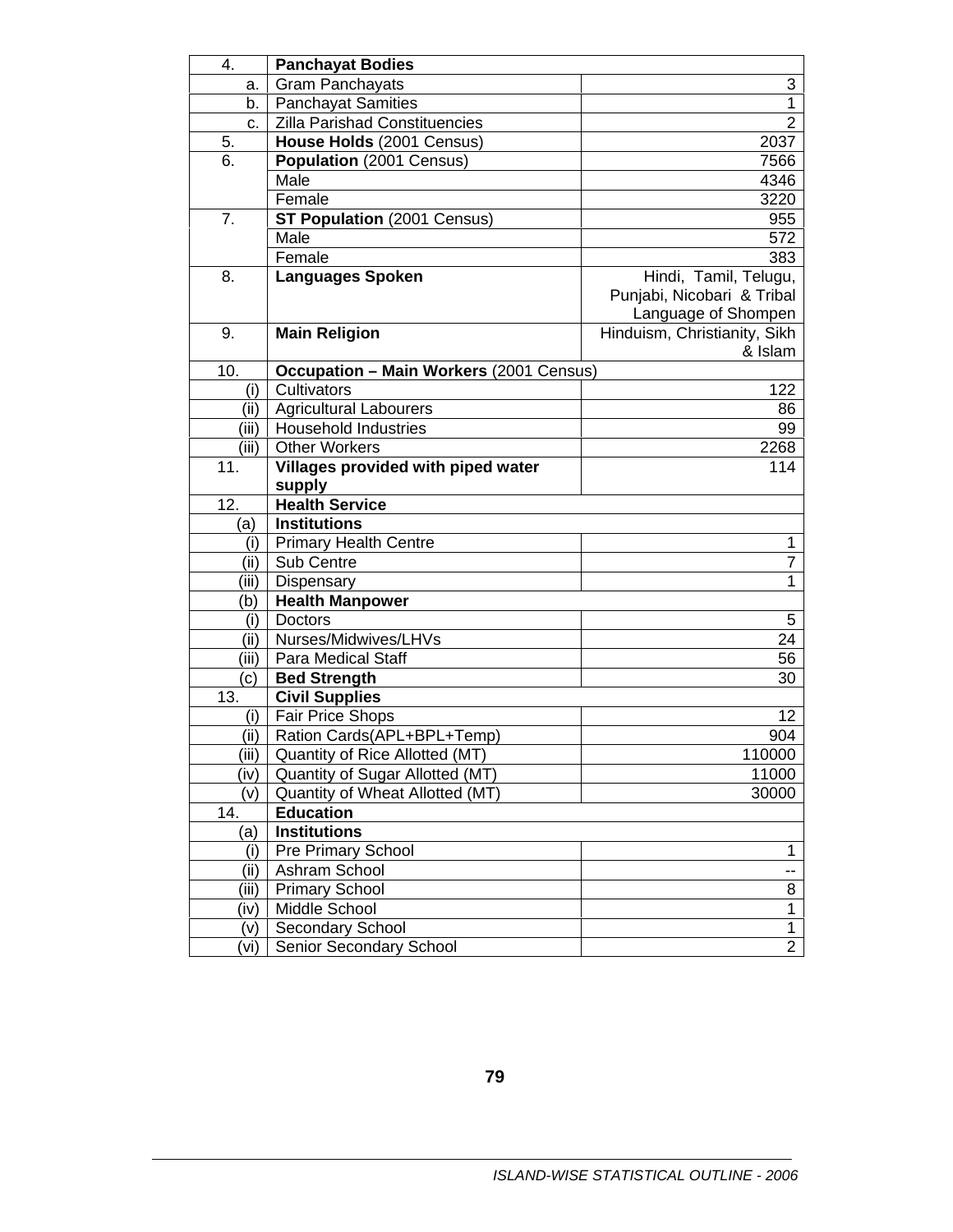| 4. | **Panchayat Bodies** | |
|---|---|---|
| a. | Gram Panchayats | 3 |
| b. | Panchayat Samities | 1 |
| c. | Zilla Parishad Constituencies | 2 |
| 5. | **House Holds** (2001 Census) | 2037 |
| 6. | **Population** (2001 Census) | 7566 |
| | Male | 4346 |
| | Female | 3220 |
| 7. | **ST Population** (2001 Census) | 955 |
| | Male | 572 |
| | Female | 383 |
| 8. | **Languages Spoken** | Hindi, Tamil, Telugu, Punjabi, Nicobari & Tribal Language of Shompen |
| 9. | **Main Religion** | Hinduism, Christianity, Sikh & Islam |
| 10. | **Occupation – Main Workers** (2001 Census) | |
| (i) | Cultivators | 122 |
| (ii) | Agricultural Labourers | 86 |
| (iii) | Household Industries | 99 |
| (iii) | Other Workers | 2268 |
| 11. | **Villages provided with piped water supply** | 114 |
| 12. | **Health Service** | |
| (a) | **Institutions** | |
| (i) | Primary Health Centre | 1 |
| (ii) | Sub Centre | 7 |
| (iii) | Dispensary | 1 |
| (b) | **Health Manpower** | |
| (i) | Doctors | 5 |
| (ii) | Nurses/Midwives/LHVs | 24 |
| (iii) | Para Medical Staff | 56 |
| (c) | **Bed Strength** | 30 |
| 13. | **Civil Supplies** | |
| (i) | Fair Price Shops | 12 |
| (ii) | Ration Cards(APL+BPL+Temp) | 904 |
| (iii) | Quantity of Rice Allotted (MT) | 110000 |
| (iv) | Quantity of Sugar Allotted (MT) | 11000 |
| (v) | Quantity of Wheat Allotted (MT) | 30000 |
| 14. | **Education** | |
| (a) | **Institutions** | |
| (i) | Pre Primary School | 1 |
| (ii) | Ashram School | -- |
| (iii) | Primary School | 8 |
| (iv) | Middle School | 1 |
| (v) | Secondary School | 1 |
| (vi) | Senior Secondary School | 2 |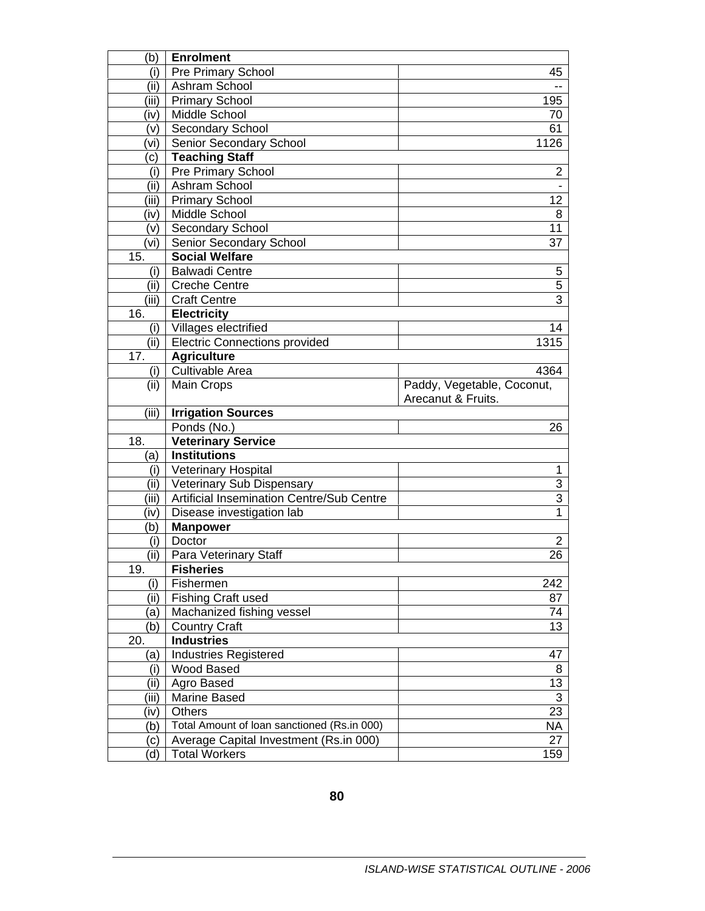| | | |
|---|---|---|
| (b) | **Enrolment** | |
| (i) | Pre Primary School | 45 |
| (ii) | Ashram School | -- |
| (iii) | Primary School | 195 |
| (iv) | Middle School | 70 |
| (v) | Secondary School | 61 |
| (vi) | Senior Secondary School | 1126 |
| (c) | **Teaching Staff** | |
| (i) | Pre Primary School | 2 |
| (ii) | Ashram School | - |
| (iii) | Primary School | 12 |
| (iv) | Middle School | 8 |
| (v) | Secondary School | 11 |
| (vi) | Senior Secondary School | 37 |
| 15. | **Social Welfare** | |
| (i) | Balwadi Centre | 5 |
| (ii) | Creche Centre | 5 |
| (iii) | Craft Centre | 3 |
| 16. | **Electricity** | |
| (i) | Villages electrified | 14 |
| (ii) | Electric Connections provided | 1315 |
| 17. | **Agriculture** | |
| (i) | Cultivable Area | 4364 |
| (ii) | Main Crops | Paddy, Vegetable, Coconut, Arecanut & Fruits. |
| (iii) | **Irrigation Sources** | |
| | Ponds (No.) | 26 |
| 18. | **Veterinary Service** | |
| (a) | **Institutions** | |
| (i) | Veterinary Hospital | 1 |
| (ii) | Veterinary Sub Dispensary | 3 |
| (iii) | Artificial Insemination Centre/Sub Centre | 3 |
| (iv) | Disease investigation lab | 1 |
| (b) | **Manpower** | |
| (i) | Doctor | 2 |
| (ii) | Para Veterinary Staff | 26 |
| 19. | **Fisheries** | |
| (i) | Fishermen | 242 |
| (ii) | Fishing Craft used | 87 |
| (a) | Machanized fishing vessel | 74 |
| (b) | Country Craft | 13 |
| 20. | **Industries** | |
| (a) | Industries Registered | 47 |
| (i) | Wood Based | 8 |
| (ii) | Agro Based | 13 |
| (iii) | Marine Based | 3 |
| (iv) | Others | 23 |
| (b) | Total Amount of loan sanctioned (Rs.in 000) | NA |
| (c) | Average Capital Investment (Rs.in 000) | 27 |
| (d) | Total Workers | 159 |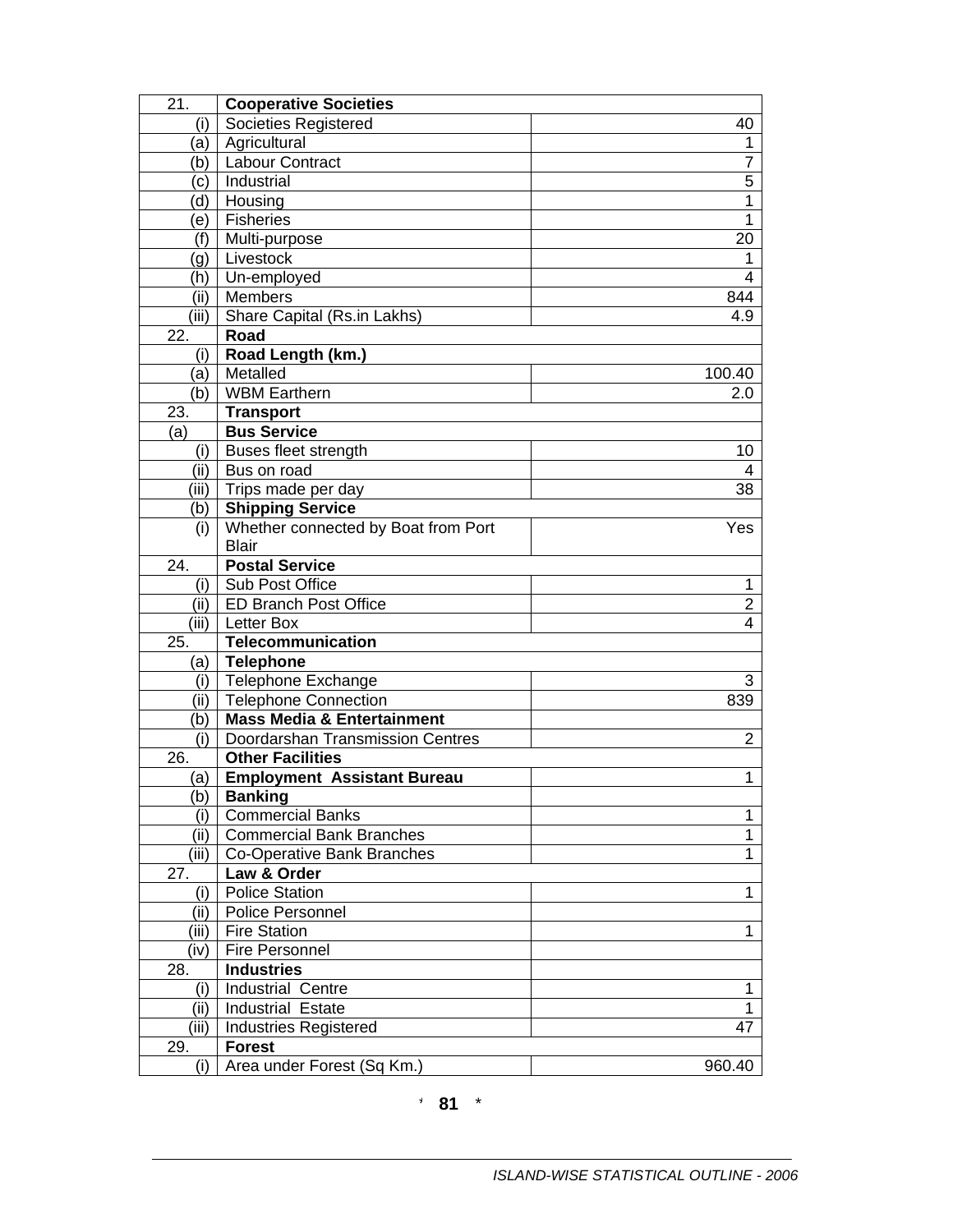| | | |
|---|---|---|
| 21. | **Cooperative Societies** | |
| (i) | Societies Registered | 40 |
| (a) | Agricultural | 1 |
| (b) | Labour Contract | 7 |
| (c) | Industrial | 5 |
| (d) | Housing | 1 |
| (e) | Fisheries | 1 |
| (f) | Multi-purpose | 20 |
| (g) | Livestock | 1 |
| (h) | Un-employed | 4 |
| (ii) | Members | 844 |
| (iii) | Share Capital (Rs.in Lakhs) | 4.9 |
| 22. | **Road** | |
| (i) | **Road Length (km.)** | |
| (a) | Metalled | 100.40 |
| (b) | WBM Earthern | 2.0 |
| 23. | **Transport** | |
| (a) | **Bus Service** | |
| (i) | Buses fleet strength | 10 |
| (ii) | Bus on road | 4 |
| (iii) | Trips made per day | 38 |
| (b) | **Shipping Service** | |
| (i) | Whether connected by Boat from Port Blair | Yes |
| 24. | **Postal Service** | |
| (i) | Sub Post Office | 1 |
| (ii) | ED Branch Post Office | 2 |
| (iii) | Letter Box | 4 |
| 25. | **Telecommunication** | |
| (a) | **Telephone** | |
| (i) | Telephone Exchange | 3 |
| (ii) | Telephone Connection | 839 |
| (b) | **Mass Media & Entertainment** | |
| (i) | Doordarshan Transmission Centres | 2 |
| 26. | **Other Facilities** | |
| (a) | **Employment Assistant Bureau** | 1 |
| (b) | **Banking** | |
| (i) | Commercial Banks | 1 |
| (ii) | Commercial Bank Branches | 1 |
| (iii) | Co-Operative Bank Branches | 1 |
| 27. | **Law & Order** | |
| (i) | Police Station | 1 |
| (ii) | Police Personnel | |
| (iii) | Fire Station | 1 |
| (iv) | Fire Personnel | |
| 28. | **Industries** | |
| (i) | Industrial Centre | 1 |
| (ii) | Industrial Estate | 1 |
| (iii) | Industries Registered | 47 |
| 29. | **Forest** | |
| (i) | Area under Forest (Sq Km.) | 960.40 |